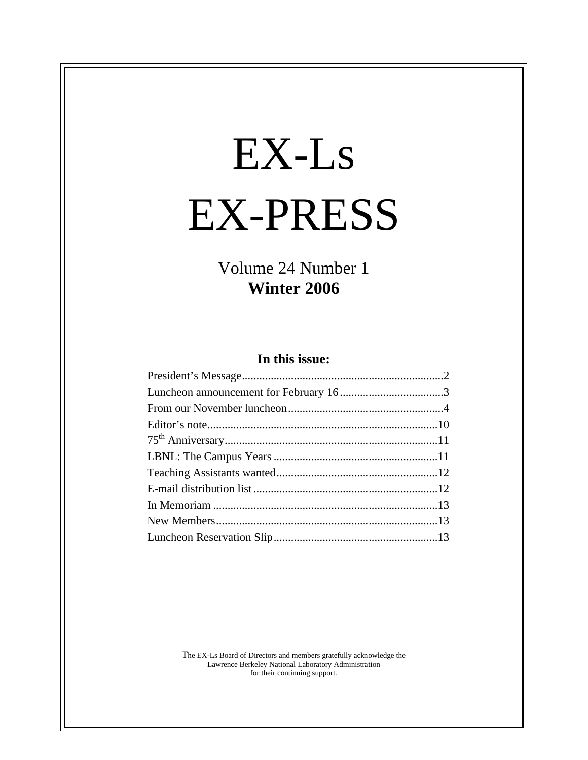# EX-Ls EX-PRESS

Volume 24 Number 1
**Winter 2006**

**In this issue:**

| | |
|---|---|
| President's Message | 2 |
| Luncheon announcement for February 16 | 3 |
| From our November luncheon | 4 |
| Editor's note | 10 |
| 75th Anniversary | 11 |
| LBNL: The Campus Years | 11 |
| Teaching Assistants wanted | 12 |
| E-mail distribution list | 12 |
| In Memoriam | 13 |
| New Members | 13 |
| Luncheon Reservation Slip | 13 |

The EX-Ls Board of Directors and members gratefully acknowledge the Lawrence Berkeley National Laboratory Administration for their continuing support.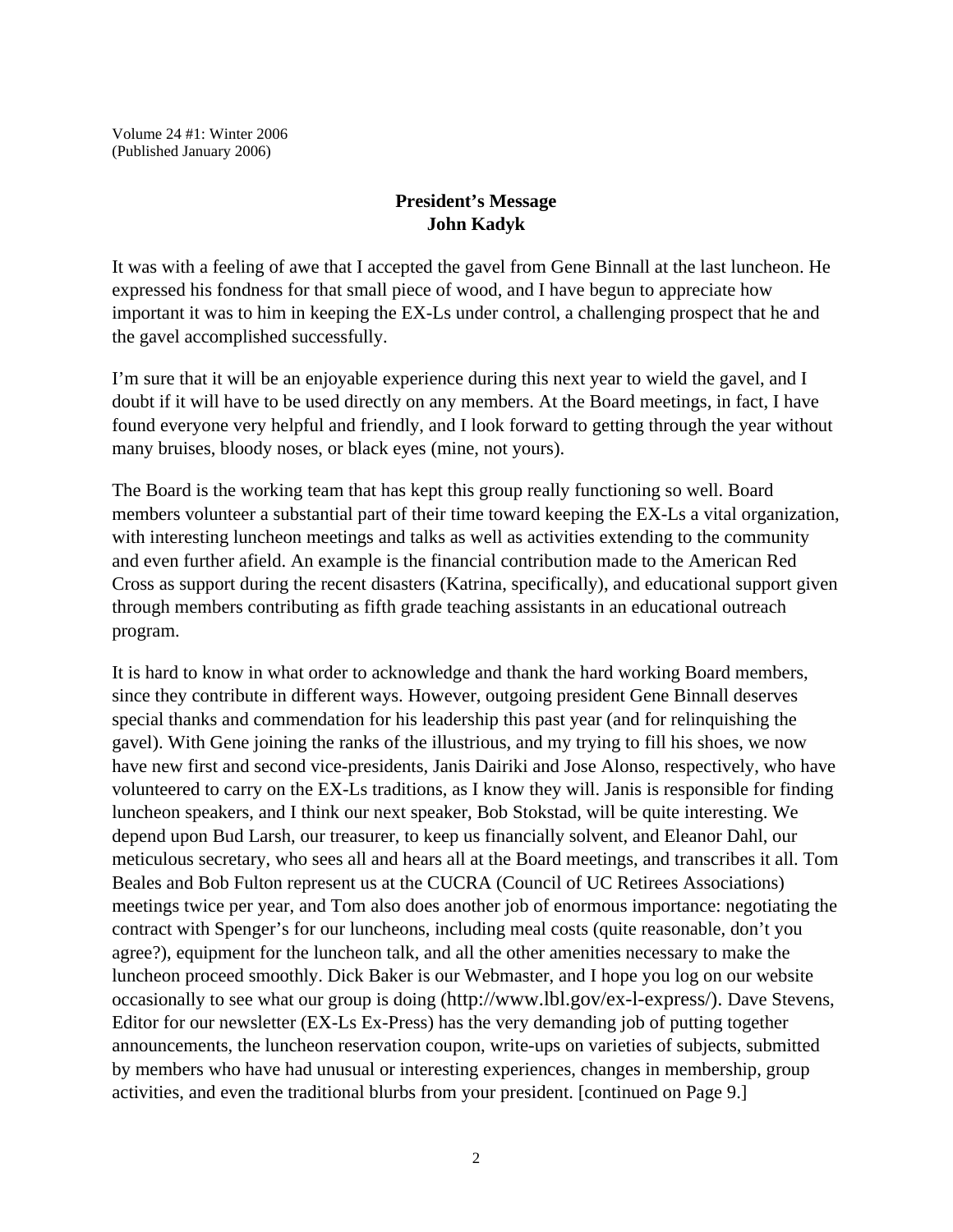Volume 24 #1: Winter 2006
(Published January 2006)

## President's Message
## John Kadyk

It was with a feeling of awe that I accepted the gavel from Gene Binnall at the last luncheon. He expressed his fondness for that small piece of wood, and I have begun to appreciate how important it was to him in keeping the EX-Ls under control, a challenging prospect that he and the gavel accomplished successfully.

I'm sure that it will be an enjoyable experience during this next year to wield the gavel, and I doubt if it will have to be used directly on any members. At the Board meetings, in fact, I have found everyone very helpful and friendly, and I look forward to getting through the year without many bruises, bloody noses, or black eyes (mine, not yours).

The Board is the working team that has kept this group really functioning so well. Board members volunteer a substantial part of their time toward keeping the EX-Ls a vital organization, with interesting luncheon meetings and talks as well as activities extending to the community and even further afield. An example is the financial contribution made to the American Red Cross as support during the recent disasters (Katrina, specifically), and educational support given through members contributing as fifth grade teaching assistants in an educational outreach program.

It is hard to know in what order to acknowledge and thank the hard working Board members, since they contribute in different ways. However, outgoing president Gene Binnall deserves special thanks and commendation for his leadership this past year (and for relinquishing the gavel). With Gene joining the ranks of the illustrious, and my trying to fill his shoes, we now have new first and second vice-presidents, Janis Dairiki and Jose Alonso, respectively, who have volunteered to carry on the EX-Ls traditions, as I know they will. Janis is responsible for finding luncheon speakers, and I think our next speaker, Bob Stokstad, will be quite interesting. We depend upon Bud Larsh, our treasurer, to keep us financially solvent, and Eleanor Dahl, our meticulous secretary, who sees all and hears all at the Board meetings, and transcribes it all. Tom Beales and Bob Fulton represent us at the CUCRA (Council of UC Retirees Associations) meetings twice per year, and Tom also does another job of enormous importance: negotiating the contract with Spenger's for our luncheons, including meal costs (quite reasonable, don't you agree?), equipment for the luncheon talk, and all the other amenities necessary to make the luncheon proceed smoothly. Dick Baker is our Webmaster, and I hope you log on our website occasionally to see what our group is doing (http://www.lbl.gov/ex-l-express/). Dave Stevens, Editor for our newsletter (EX-Ls Ex-Press) has the very demanding job of putting together announcements, the luncheon reservation coupon, write-ups on varieties of subjects, submitted by members who have had unusual or interesting experiences, changes in membership, group activities, and even the traditional blurbs from your president. [continued on Page 9.]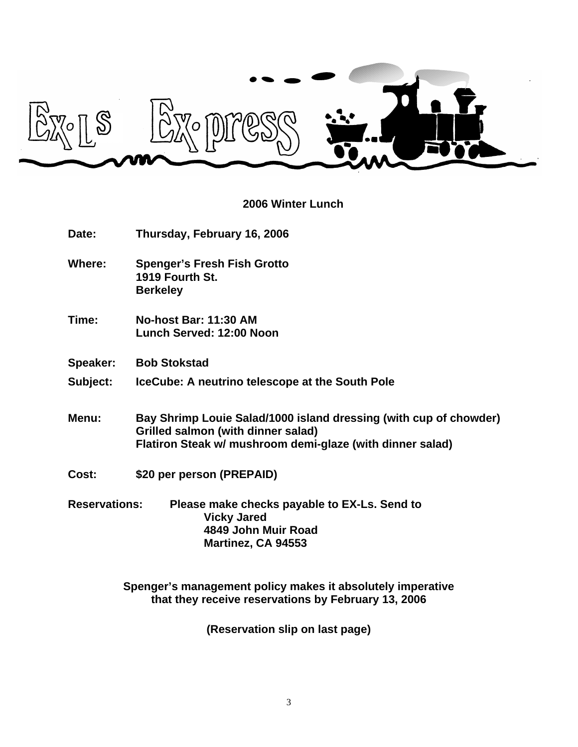# EX-Ls EX-press

## 2006 Winter Lunch

**Date:** Thursday, February 16, 2006

**Where:** Spenger's Fresh Fish Grotto
1919 Fourth St.
Berkeley

**Time:** No-host Bar: 11:30 AM
Lunch Served: 12:00 Noon

**Speaker:** Bob Stokstad

**Subject:** IceCube: A neutrino telescope at the South Pole

**Menu:** Bay Shrimp Louie Salad/1000 island dressing (with cup of chowder)
Grilled salmon (with dinner salad)
Flatiron Steak w/ mushroom demi-glaze (with dinner salad)

**Cost:** $20 per person (PREPAID)

**Reservations:** Please make checks payable to EX-Ls. Send to
Vicky Jared
4849 John Muir Road
Martinez, CA 94553

**Spenger's management policy makes it absolutely imperative that they receive reservations by February 13, 2006**

**(Reservation slip on last page)**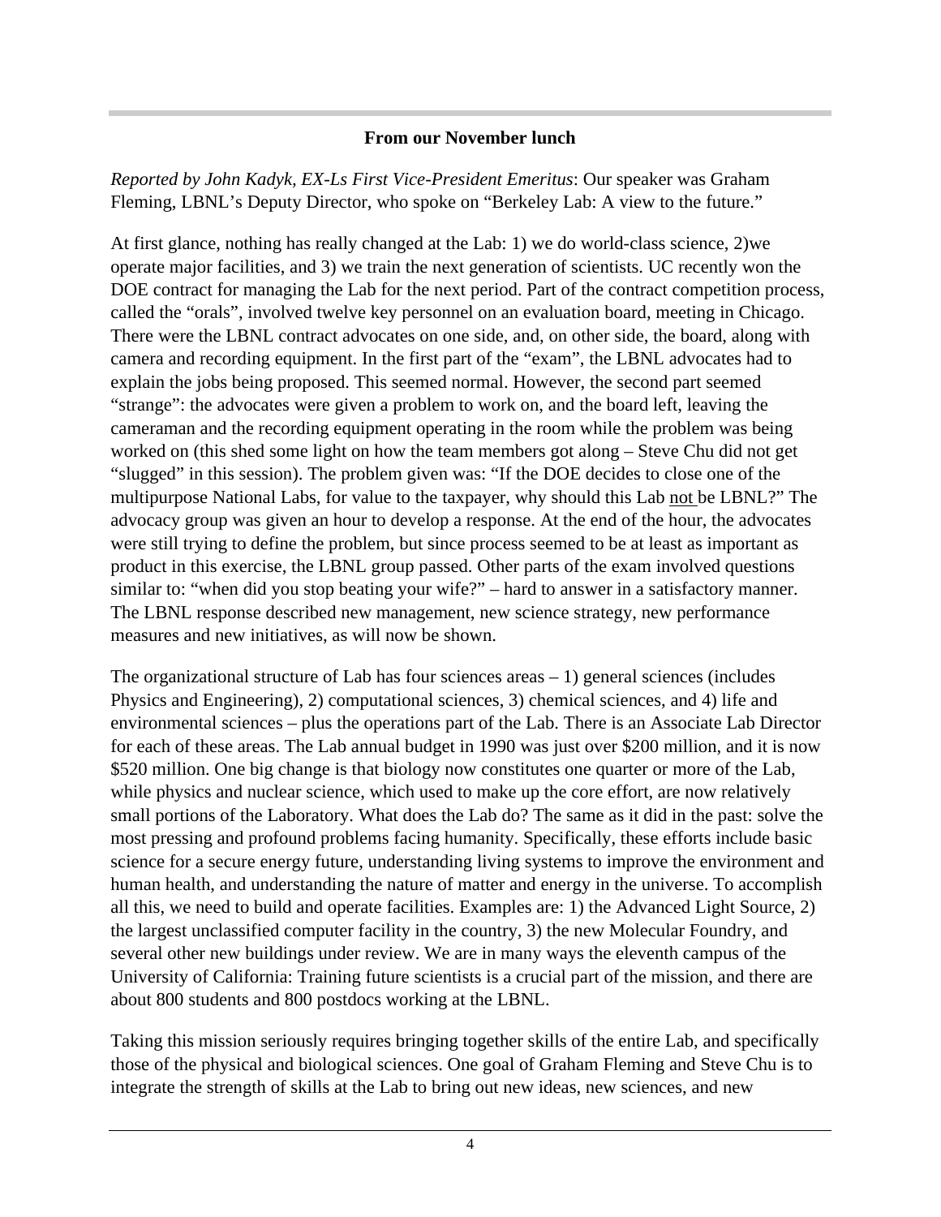**From our November lunch**

*Reported by John Kadyk, EX-Ls First Vice-President Emeritus*: Our speaker was Graham Fleming, LBNL's Deputy Director, who spoke on "Berkeley Lab: A view to the future."

At first glance, nothing has really changed at the Lab: 1) we do world-class science, 2)we operate major facilities, and 3) we train the next generation of scientists. UC recently won the DOE contract for managing the Lab for the next period. Part of the contract competition process, called the "orals", involved twelve key personnel on an evaluation board, meeting in Chicago. There were the LBNL contract advocates on one side, and, on other side, the board, along with camera and recording equipment. In the first part of the "exam", the LBNL advocates had to explain the jobs being proposed. This seemed normal. However, the second part seemed "strange": the advocates were given a problem to work on, and the board left, leaving the cameraman and the recording equipment operating in the room while the problem was being worked on (this shed some light on how the team members got along – Steve Chu did not get "slugged" in this session). The problem given was: "If the DOE decides to close one of the multipurpose National Labs, for value to the taxpayer, why should this Lab <u>not</u> be LBNL?" The advocacy group was given an hour to develop a response. At the end of the hour, the advocates were still trying to define the problem, but since process seemed to be at least as important as product in this exercise, the LBNL group passed. Other parts of the exam involved questions similar to: "when did you stop beating your wife?" – hard to answer in a satisfactory manner. The LBNL response described new management, new science strategy, new performance measures and new initiatives, as will now be shown.

The organizational structure of Lab has four sciences areas – 1) general sciences (includes Physics and Engineering), 2) computational sciences, 3) chemical sciences, and 4) life and environmental sciences – plus the operations part of the Lab. There is an Associate Lab Director for each of these areas. The Lab annual budget in 1990 was just over $200 million, and it is now $520 million. One big change is that biology now constitutes one quarter or more of the Lab, while physics and nuclear science, which used to make up the core effort, are now relatively small portions of the Laboratory. What does the Lab do? The same as it did in the past: solve the most pressing and profound problems facing humanity. Specifically, these efforts include basic science for a secure energy future, understanding living systems to improve the environment and human health, and understanding the nature of matter and energy in the universe. To accomplish all this, we need to build and operate facilities. Examples are: 1) the Advanced Light Source, 2) the largest unclassified computer facility in the country, 3) the new Molecular Foundry, and several other new buildings under review. We are in many ways the eleventh campus of the University of California: Training future scientists is a crucial part of the mission, and there are about 800 students and 800 postdocs working at the LBNL.

Taking this mission seriously requires bringing together skills of the entire Lab, and specifically those of the physical and biological sciences. One goal of Graham Fleming and Steve Chu is to integrate the strength of skills at the Lab to bring out new ideas, new sciences, and new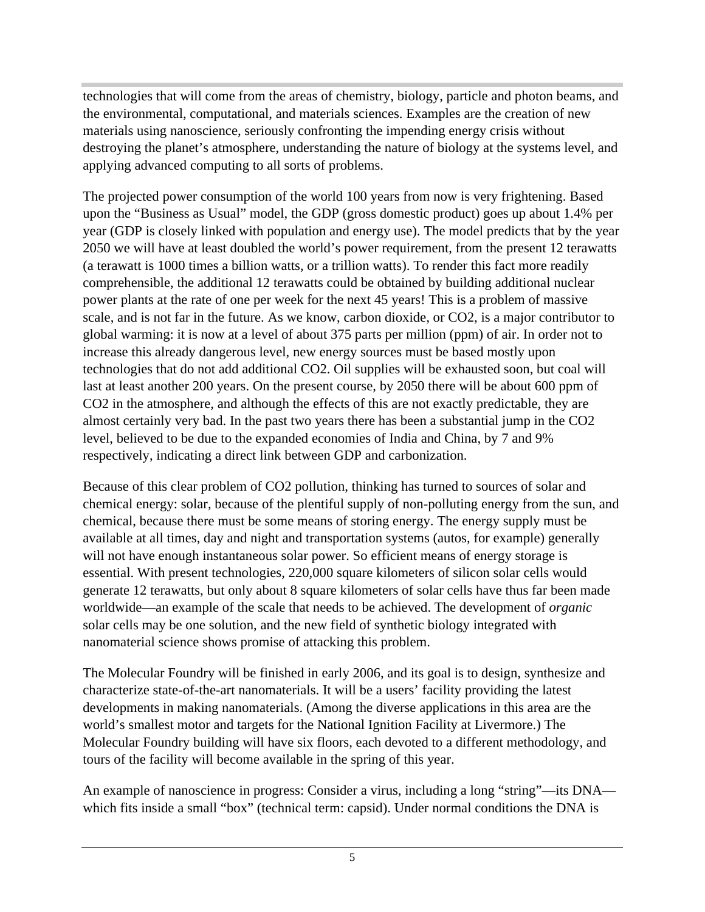technologies that will come from the areas of chemistry, biology, particle and photon beams, and the environmental, computational, and materials sciences. Examples are the creation of new materials using nanoscience, seriously confronting the impending energy crisis without destroying the planet's atmosphere, understanding the nature of biology at the systems level, and applying advanced computing to all sorts of problems.

The projected power consumption of the world 100 years from now is very frightening. Based upon the "Business as Usual" model, the GDP (gross domestic product) goes up about 1.4% per year (GDP is closely linked with population and energy use). The model predicts that by the year 2050 we will have at least doubled the world's power requirement, from the present 12 terawatts (a terawatt is 1000 times a billion watts, or a trillion watts). To render this fact more readily comprehensible, the additional 12 terawatts could be obtained by building additional nuclear power plants at the rate of one per week for the next 45 years! This is a problem of massive scale, and is not far in the future. As we know, carbon dioxide, or CO2, is a major contributor to global warming: it is now at a level of about 375 parts per million (ppm) of air. In order not to increase this already dangerous level, new energy sources must be based mostly upon technologies that do not add additional CO2. Oil supplies will be exhausted soon, but coal will last at least another 200 years. On the present course, by 2050 there will be about 600 ppm of CO2 in the atmosphere, and although the effects of this are not exactly predictable, they are almost certainly very bad. In the past two years there has been a substantial jump in the CO2 level, believed to be due to the expanded economies of India and China, by 7 and 9% respectively, indicating a direct link between GDP and carbonization.

Because of this clear problem of CO2 pollution, thinking has turned to sources of solar and chemical energy: solar, because of the plentiful supply of non-polluting energy from the sun, and chemical, because there must be some means of storing energy. The energy supply must be available at all times, day and night and transportation systems (autos, for example) generally will not have enough instantaneous solar power. So efficient means of energy storage is essential. With present technologies, 220,000 square kilometers of silicon solar cells would generate 12 terawatts, but only about 8 square kilometers of solar cells have thus far been made worldwide—an example of the scale that needs to be achieved. The development of *organic* solar cells may be one solution, and the new field of synthetic biology integrated with nanomaterial science shows promise of attacking this problem.

The Molecular Foundry will be finished in early 2006, and its goal is to design, synthesize and characterize state-of-the-art nanomaterials. It will be a users' facility providing the latest developments in making nanomaterials. (Among the diverse applications in this area are the world's smallest motor and targets for the National Ignition Facility at Livermore.) The Molecular Foundry building will have six floors, each devoted to a different methodology, and tours of the facility will become available in the spring of this year.

An example of nanoscience in progress: Consider a virus, including a long "string"—its DNA—which fits inside a small "box" (technical term: capsid). Under normal conditions the DNA is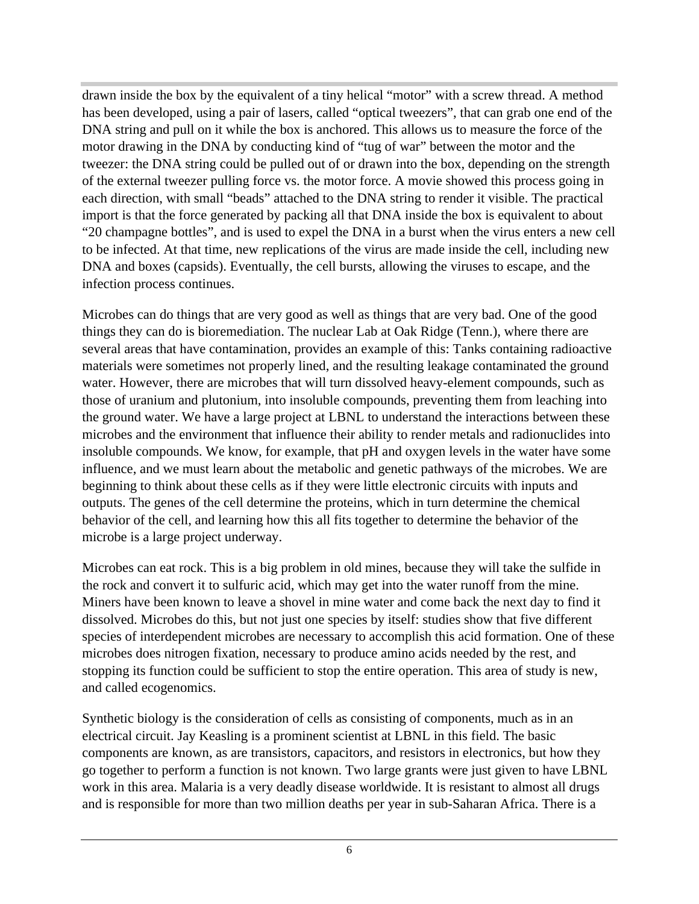drawn inside the box by the equivalent of a tiny helical "motor" with a screw thread. A method has been developed, using a pair of lasers, called "optical tweezers", that can grab one end of the DNA string and pull on it while the box is anchored. This allows us to measure the force of the motor drawing in the DNA by conducting kind of "tug of war" between the motor and the tweezer: the DNA string could be pulled out of or drawn into the box, depending on the strength of the external tweezer pulling force vs. the motor force. A movie showed this process going in each direction, with small "beads" attached to the DNA string to render it visible. The practical import is that the force generated by packing all that DNA inside the box is equivalent to about "20 champagne bottles", and is used to expel the DNA in a burst when the virus enters a new cell to be infected. At that time, new replications of the virus are made inside the cell, including new DNA and boxes (capsids). Eventually, the cell bursts, allowing the viruses to escape, and the infection process continues.

Microbes can do things that are very good as well as things that are very bad. One of the good things they can do is bioremediation. The nuclear Lab at Oak Ridge (Tenn.), where there are several areas that have contamination, provides an example of this: Tanks containing radioactive materials were sometimes not properly lined, and the resulting leakage contaminated the ground water. However, there are microbes that will turn dissolved heavy-element compounds, such as those of uranium and plutonium, into insoluble compounds, preventing them from leaching into the ground water. We have a large project at LBNL to understand the interactions between these microbes and the environment that influence their ability to render metals and radionuclides into insoluble compounds. We know, for example, that pH and oxygen levels in the water have some influence, and we must learn about the metabolic and genetic pathways of the microbes. We are beginning to think about these cells as if they were little electronic circuits with inputs and outputs. The genes of the cell determine the proteins, which in turn determine the chemical behavior of the cell, and learning how this all fits together to determine the behavior of the microbe is a large project underway.

Microbes can eat rock. This is a big problem in old mines, because they will take the sulfide in the rock and convert it to sulfuric acid, which may get into the water runoff from the mine. Miners have been known to leave a shovel in mine water and come back the next day to find it dissolved. Microbes do this, but not just one species by itself: studies show that five different species of interdependent microbes are necessary to accomplish this acid formation. One of these microbes does nitrogen fixation, necessary to produce amino acids needed by the rest, and stopping its function could be sufficient to stop the entire operation. This area of study is new, and called ecogenomics.

Synthetic biology is the consideration of cells as consisting of components, much as in an electrical circuit. Jay Keasling is a prominent scientist at LBNL in this field. The basic components are known, as are transistors, capacitors, and resistors in electronics, but how they go together to perform a function is not known. Two large grants were just given to have LBNL work in this area. Malaria is a very deadly disease worldwide. It is resistant to almost all drugs and is responsible for more than two million deaths per year in sub-Saharan Africa. There is a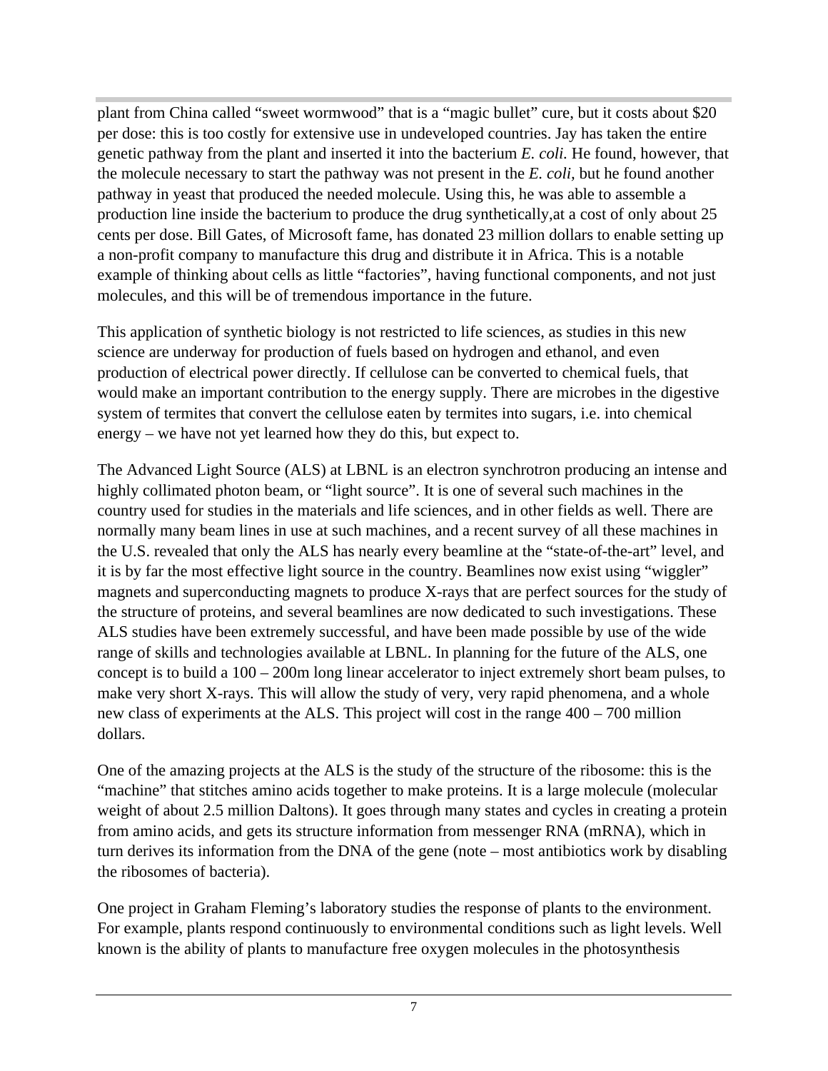plant from China called “sweet wormwood” that is a “magic bullet” cure, but it costs about $20 per dose: this is too costly for extensive use in undeveloped countries. Jay has taken the entire genetic pathway from the plant and inserted it into the bacterium *E. coli.* He found, however, that the molecule necessary to start the pathway was not present in the *E. coli,* but he found another pathway in yeast that produced the needed molecule. Using this, he was able to assemble a production line inside the bacterium to produce the drug synthetically,at a cost of only about 25 cents per dose. Bill Gates, of Microsoft fame, has donated 23 million dollars to enable setting up a non-profit company to manufacture this drug and distribute it in Africa. This is a notable example of thinking about cells as little “factories”, having functional components, and not just molecules, and this will be of tremendous importance in the future.

This application of synthetic biology is not restricted to life sciences, as studies in this new science are underway for production of fuels based on hydrogen and ethanol, and even production of electrical power directly. If cellulose can be converted to chemical fuels, that would make an important contribution to the energy supply. There are microbes in the digestive system of termites that convert the cellulose eaten by termites into sugars, i.e. into chemical energy – we have not yet learned how they do this, but expect to.

The Advanced Light Source (ALS) at LBNL is an electron synchrotron producing an intense and highly collimated photon beam, or “light source”. It is one of several such machines in the country used for studies in the materials and life sciences, and in other fields as well. There are normally many beam lines in use at such machines, and a recent survey of all these machines in the U.S. revealed that only the ALS has nearly every beamline at the “state-of-the-art” level, and it is by far the most effective light source in the country. Beamlines now exist using “wiggler” magnets and superconducting magnets to produce X-rays that are perfect sources for the study of the structure of proteins, and several beamlines are now dedicated to such investigations. These ALS studies have been extremely successful, and have been made possible by use of the wide range of skills and technologies available at LBNL. In planning for the future of the ALS, one concept is to build a 100 – 200m long linear accelerator to inject extremely short beam pulses, to make very short X-rays. This will allow the study of very, very rapid phenomena, and a whole new class of experiments at the ALS. This project will cost in the range 400 – 700 million dollars.

One of the amazing projects at the ALS is the study of the structure of the ribosome: this is the “machine” that stitches amino acids together to make proteins. It is a large molecule (molecular weight of about 2.5 million Daltons). It goes through many states and cycles in creating a protein from amino acids, and gets its structure information from messenger RNA (mRNA), which in turn derives its information from the DNA of the gene (note – most antibiotics work by disabling the ribosomes of bacteria).

One project in Graham Fleming’s laboratory studies the response of plants to the environment. For example, plants respond continuously to environmental conditions such as light levels. Well known is the ability of plants to manufacture free oxygen molecules in the photosynthesis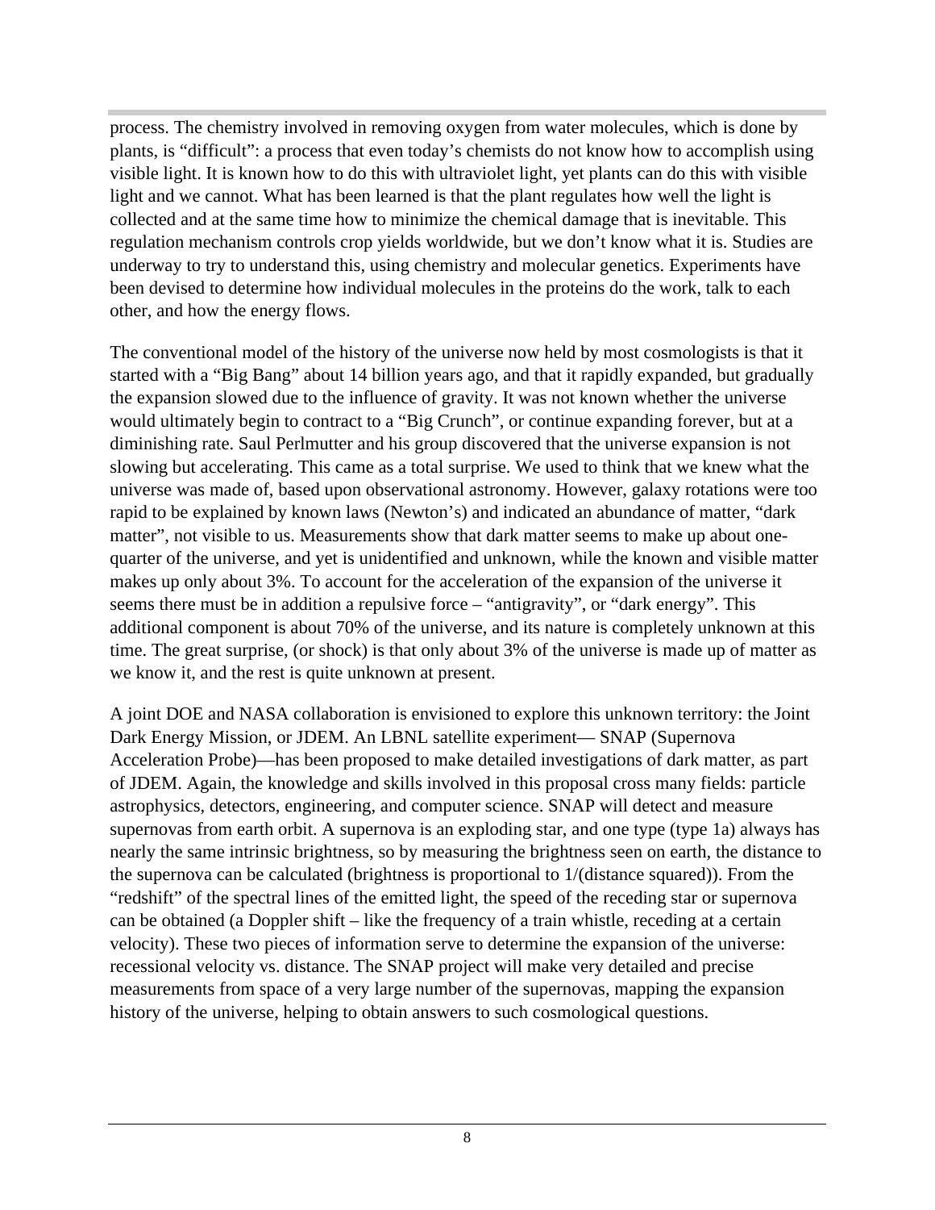process. The chemistry involved in removing oxygen from water molecules, which is done by plants, is “difficult”: a process that even today’s chemists do not know how to accomplish using visible light. It is known how to do this with ultraviolet light, yet plants can do this with visible light and we cannot. What has been learned is that the plant regulates how well the light is collected and at the same time how to minimize the chemical damage that is inevitable. This regulation mechanism controls crop yields worldwide, but we don’t know what it is. Studies are underway to try to understand this, using chemistry and molecular genetics. Experiments have been devised to determine how individual molecules in the proteins do the work, talk to each other, and how the energy flows.

The conventional model of the history of the universe now held by most cosmologists is that it started with a “Big Bang” about 14 billion years ago, and that it rapidly expanded, but gradually the expansion slowed due to the influence of gravity. It was not known whether the universe would ultimately begin to contract to a “Big Crunch”, or continue expanding forever, but at a diminishing rate. Saul Perlmutter and his group discovered that the universe expansion is not slowing but accelerating. This came as a total surprise. We used to think that we knew what the universe was made of, based upon observational astronomy. However, galaxy rotations were too rapid to be explained by known laws (Newton’s) and indicated an abundance of matter, “dark matter”, not visible to us. Measurements show that dark matter seems to make up about one-quarter of the universe, and yet is unidentified and unknown, while the known and visible matter makes up only about 3%. To account for the acceleration of the expansion of the universe it seems there must be in addition a repulsive force – “antigravity”, or “dark energy”. This additional component is about 70% of the universe, and its nature is completely unknown at this time. The great surprise, (or shock) is that only about 3% of the universe is made up of matter as we know it, and the rest is quite unknown at present.

A joint DOE and NASA collaboration is envisioned to explore this unknown territory: the Joint Dark Energy Mission, or JDEM. An LBNL satellite experiment— SNAP (Supernova Acceleration Probe)—has been proposed to make detailed investigations of dark matter, as part of JDEM. Again, the knowledge and skills involved in this proposal cross many fields: particle astrophysics, detectors, engineering, and computer science. SNAP will detect and measure supernovas from earth orbit. A supernova is an exploding star, and one type (type 1a) always has nearly the same intrinsic brightness, so by measuring the brightness seen on earth, the distance to the supernova can be calculated (brightness is proportional to 1/(distance squared)). From the “redshift” of the spectral lines of the emitted light, the speed of the receding star or supernova can be obtained (a Doppler shift – like the frequency of a train whistle, receding at a certain velocity). These two pieces of information serve to determine the expansion of the universe: recessional velocity vs. distance. The SNAP project will make very detailed and precise measurements from space of a very large number of the supernovas, mapping the expansion history of the universe, helping to obtain answers to such cosmological questions.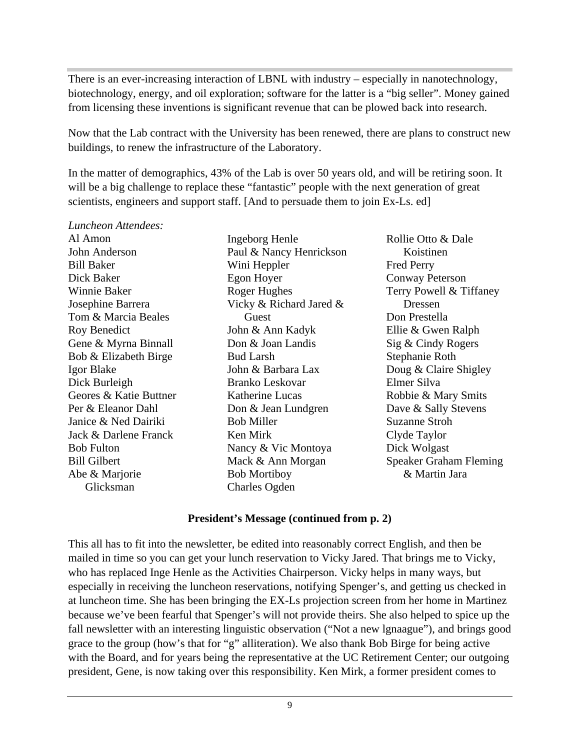There is an ever-increasing interaction of LBNL with industry – especially in nanotechnology, biotechnology, energy, and oil exploration; software for the latter is a "big seller". Money gained from licensing these inventions is significant revenue that can be plowed back into research.

Now that the Lab contract with the University has been renewed, there are plans to construct new buildings, to renew the infrastructure of the Laboratory.

In the matter of demographics, 43% of the Lab is over 50 years old, and will be retiring soon. It will be a big challenge to replace these "fantastic" people with the next generation of great scientists, engineers and support staff. [And to persuade them to join Ex-Ls. ed]

*Luncheon Attendees:*

Al Amon
John Anderson
Bill Baker
Dick Baker
Winnie Baker
Josephine Barrera
Tom & Marcia Beales
Roy Benedict
Gene & Myrna Binnall
Bob & Elizabeth Birge
Igor Blake
Dick Burleigh
Geores & Katie Buttner
Per & Eleanor Dahl
Janice & Ned Dairiki
Jack & Darlene Franck
Bob Fulton
Bill Gilbert
Abe & Marjorie Glicksman
Ingeborg Henle
Paul & Nancy Henrickson
Wini Heppler
Egon Hoyer
Roger Hughes
Vicky & Richard Jared & Guest
John & Ann Kadyk
Don & Joan Landis
Bud Larsh
John & Barbara Lax
Branko Leskovar
Katherine Lucas
Don & Jean Lundgren
Bob Miller
Ken Mirk
Nancy & Vic Montoya
Mack & Ann Morgan
Bob Mortiboy
Charles Ogden
Rollie Otto & Dale Koistinen
Fred Perry
Conway Peterson
Terry Powell & Tiffaney Dressen
Don Prestella
Ellie & Gwen Ralph
Sig & Cindy Rogers
Stephanie Roth
Doug & Claire Shigley
Elmer Silva
Robbie & Mary Smits
Dave & Sally Stevens
Suzanne Stroh
Clyde Taylor
Dick Wolgast
Speaker Graham Fleming & Martin Jara

**President's Message (continued from p. 2)**

This all has to fit into the newsletter, be edited into reasonably correct English, and then be mailed in time so you can get your lunch reservation to Vicky Jared. That brings me to Vicky, who has replaced Inge Henle as the Activities Chairperson. Vicky helps in many ways, but especially in receiving the luncheon reservations, notifying Spenger's, and getting us checked in at luncheon time. She has been bringing the EX-Ls projection screen from her home in Martinez because we've been fearful that Spenger's will not provide theirs. She also helped to spice up the fall newsletter with an interesting linguistic observation ("Not a new lgnaague"), and brings good grace to the group (how's that for "g" alliteration). We also thank Bob Birge for being active with the Board, and for years being the representative at the UC Retirement Center; our outgoing president, Gene, is now taking over this responsibility. Ken Mirk, a former president comes to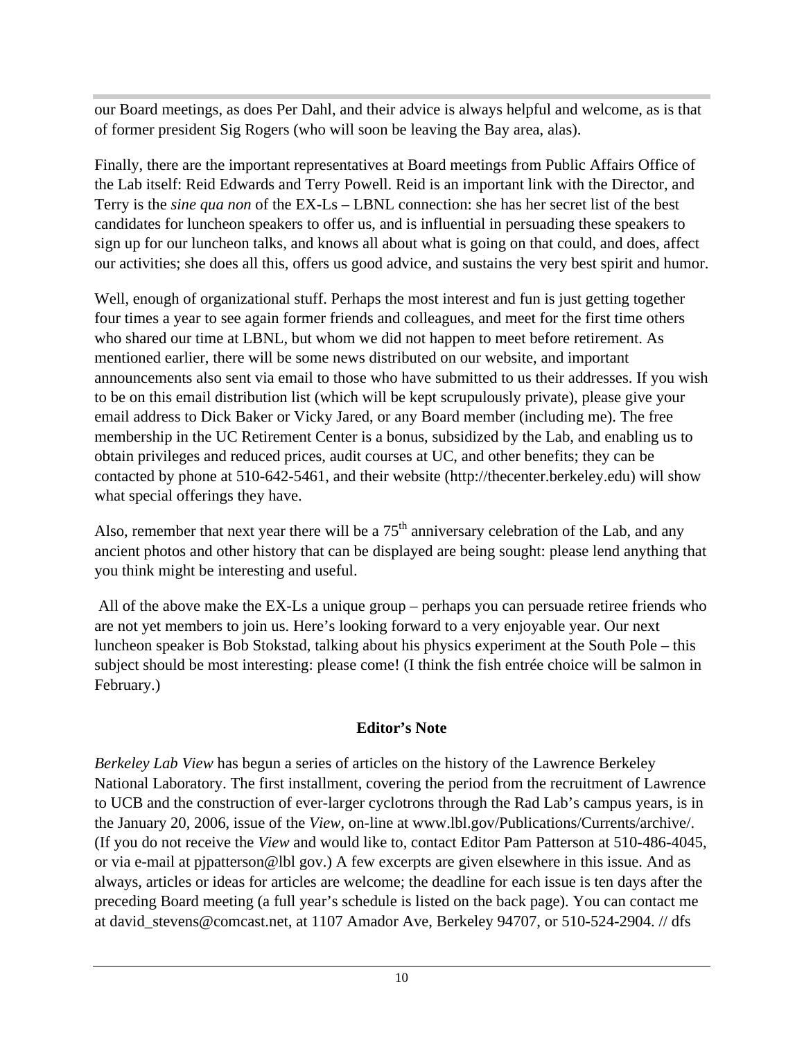our Board meetings, as does Per Dahl, and their advice is always helpful and welcome, as is that of former president Sig Rogers (who will soon be leaving the Bay area, alas).

Finally, there are the important representatives at Board meetings from Public Affairs Office of the Lab itself: Reid Edwards and Terry Powell. Reid is an important link with the Director, and Terry is the *sine qua non* of the EX-Ls – LBNL connection: she has her secret list of the best candidates for luncheon speakers to offer us, and is influential in persuading these speakers to sign up for our luncheon talks, and knows all about what is going on that could, and does, affect our activities; she does all this, offers us good advice, and sustains the very best spirit and humor.

Well, enough of organizational stuff. Perhaps the most interest and fun is just getting together four times a year to see again former friends and colleagues, and meet for the first time others who shared our time at LBNL, but whom we did not happen to meet before retirement. As mentioned earlier, there will be some news distributed on our website, and important announcements also sent via email to those who have submitted to us their addresses. If you wish to be on this email distribution list (which will be kept scrupulously private), please give your email address to Dick Baker or Vicky Jared, or any Board member (including me). The free membership in the UC Retirement Center is a bonus, subsidized by the Lab, and enabling us to obtain privileges and reduced prices, audit courses at UC, and other benefits; they can be contacted by phone at 510-642-5461, and their website (http://thecenter.berkeley.edu) will show what special offerings they have.

Also, remember that next year there will be a 75th anniversary celebration of the Lab, and any ancient photos and other history that can be displayed are being sought: please lend anything that you think might be interesting and useful.

All of the above make the EX-Ls a unique group – perhaps you can persuade retiree friends who are not yet members to join us. Here's looking forward to a very enjoyable year. Our next luncheon speaker is Bob Stokstad, talking about his physics experiment at the South Pole – this subject should be most interesting: please come! (I think the fish entrée choice will be salmon in February.)

**Editor's Note**

*Berkeley Lab View* has begun a series of articles on the history of the Lawrence Berkeley National Laboratory. The first installment, covering the period from the recruitment of Lawrence to UCB and the construction of ever-larger cyclotrons through the Rad Lab's campus years, is in the January 20, 2006, issue of the *View*, on-line at www.lbl.gov/Publications/Currents/archive/. (If you do not receive the *View* and would like to, contact Editor Pam Patterson at 510-486-4045, or via e-mail at pjpatterson@lbl gov.) A few excerpts are given elsewhere in this issue. And as always, articles or ideas for articles are welcome; the deadline for each issue is ten days after the preceding Board meeting (a full year's schedule is listed on the back page). You can contact me at david_stevens@comcast.net, at 1107 Amador Ave, Berkeley 94707, or 510-524-2904. // dfs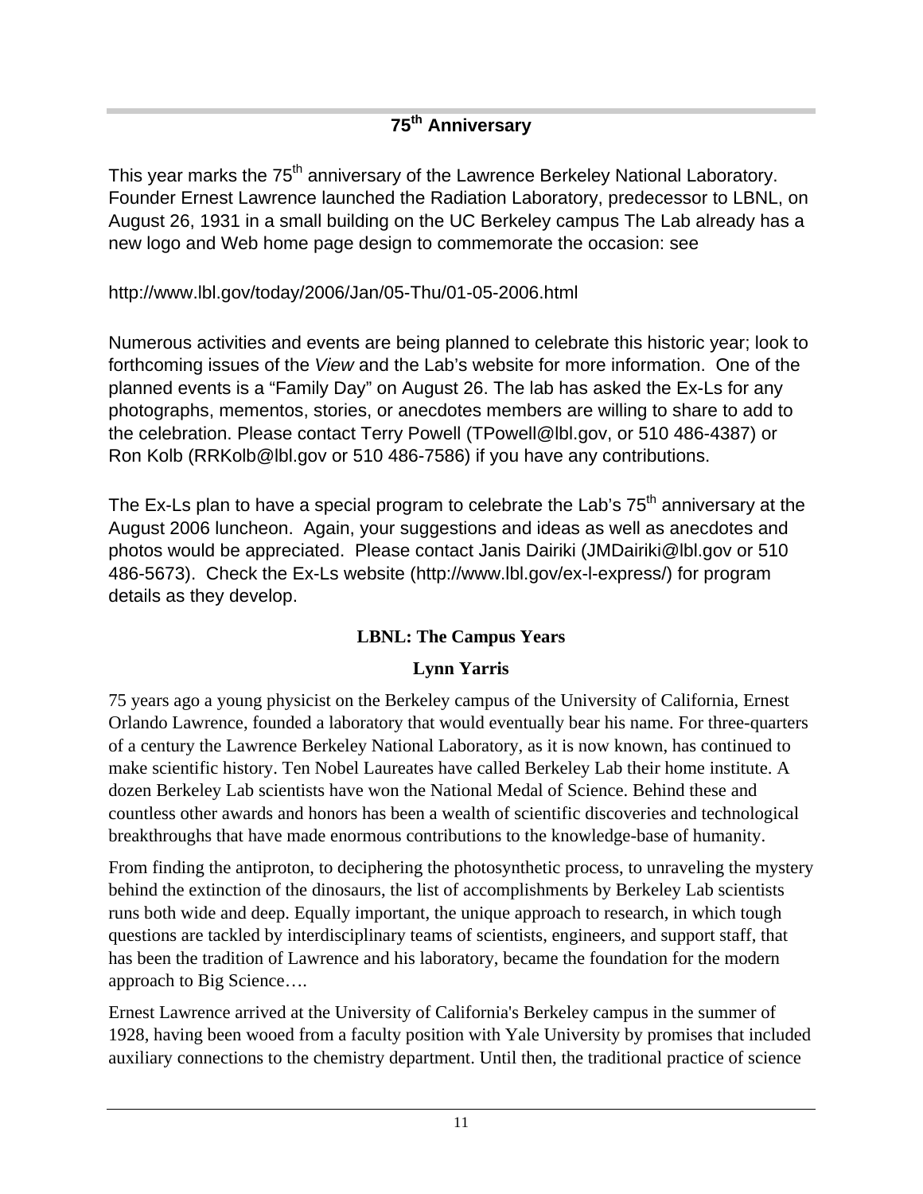## 75th Anniversary

This year marks the 75th anniversary of the Lawrence Berkeley National Laboratory. Founder Ernest Lawrence launched the Radiation Laboratory, predecessor to LBNL, on August 26, 1931 in a small building on the UC Berkeley campus The Lab already has a new logo and Web home page design to commemorate the occasion: see

http://www.lbl.gov/today/2006/Jan/05-Thu/01-05-2006.html

Numerous activities and events are being planned to celebrate this historic year; look to forthcoming issues of the *View* and the Lab's website for more information. One of the planned events is a "Family Day" on August 26. The lab has asked the Ex-Ls for any photographs, mementos, stories, or anecdotes members are willing to share to add to the celebration. Please contact Terry Powell (TPowell@lbl.gov, or 510 486-4387) or Ron Kolb (RRKolb@lbl.gov or 510 486-7586) if you have any contributions.

The Ex-Ls plan to have a special program to celebrate the Lab's 75th anniversary at the August 2006 luncheon. Again, your suggestions and ideas as well as anecdotes and photos would be appreciated. Please contact Janis Dairiki (JMDairiki@lbl.gov or 510 486-5673). Check the Ex-Ls website (http://www.lbl.gov/ex-l-express/) for program details as they develop.

### LBNL: The Campus Years

**Lynn Yarris**

75 years ago a young physicist on the Berkeley campus of the University of California, Ernest Orlando Lawrence, founded a laboratory that would eventually bear his name. For three-quarters of a century the Lawrence Berkeley National Laboratory, as it is now known, has continued to make scientific history. Ten Nobel Laureates have called Berkeley Lab their home institute. A dozen Berkeley Lab scientists have won the National Medal of Science. Behind these and countless other awards and honors has been a wealth of scientific discoveries and technological breakthroughs that have made enormous contributions to the knowledge-base of humanity.

From finding the antiproton, to deciphering the photosynthetic process, to unraveling the mystery behind the extinction of the dinosaurs, the list of accomplishments by Berkeley Lab scientists runs both wide and deep. Equally important, the unique approach to research, in which tough questions are tackled by interdisciplinary teams of scientists, engineers, and support staff, that has been the tradition of Lawrence and his laboratory, became the foundation for the modern approach to Big Science….

Ernest Lawrence arrived at the University of California's Berkeley campus in the summer of 1928, having been wooed from a faculty position with Yale University by promises that included auxiliary connections to the chemistry department. Until then, the traditional practice of science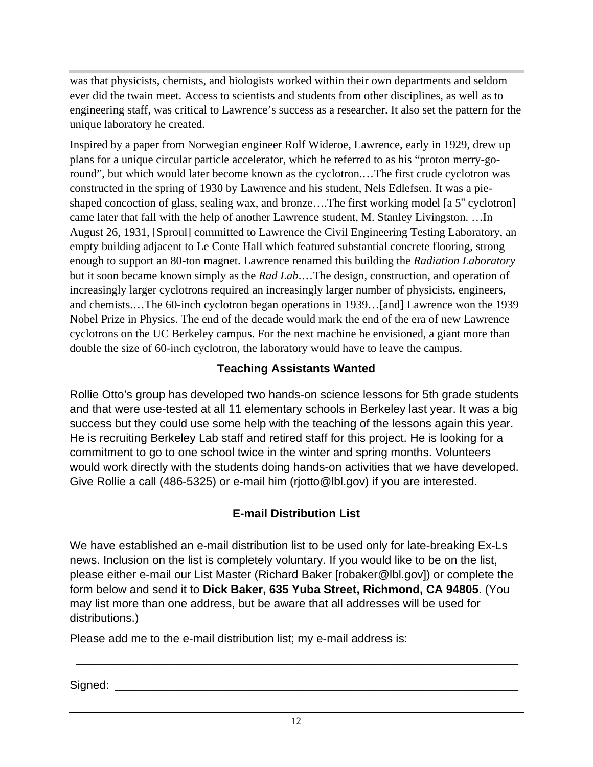was that physicists, chemists, and biologists worked within their own departments and seldom ever did the twain meet. Access to scientists and students from other disciplines, as well as to engineering staff, was critical to Lawrence's success as a researcher. It also set the pattern for the unique laboratory he created.

Inspired by a paper from Norwegian engineer Rolf Wideroe, Lawrence, early in 1929, drew up plans for a unique circular particle accelerator, which he referred to as his "proton merry-go-round", but which would later become known as the cyclotron.…The first crude cyclotron was constructed in the spring of 1930 by Lawrence and his student, Nels Edlefsen. It was a pie-shaped concoction of glass, sealing wax, and bronze….The first working model [a 5" cyclotron] came later that fall with the help of another Lawrence student, M. Stanley Livingston. …In August 26, 1931, [Sproul] committed to Lawrence the Civil Engineering Testing Laboratory, an empty building adjacent to Le Conte Hall which featured substantial concrete flooring, strong enough to support an 80-ton magnet. Lawrence renamed this building the *Radiation Laboratory* but it soon became known simply as the *Rad Lab*.…The design, construction, and operation of increasingly larger cyclotrons required an increasingly larger number of physicists, engineers, and chemists.…The 60-inch cyclotron began operations in 1939…[and] Lawrence won the 1939 Nobel Prize in Physics. The end of the decade would mark the end of the era of new Lawrence cyclotrons on the UC Berkeley campus. For the next machine he envisioned, a giant more than double the size of 60-inch cyclotron, the laboratory would have to leave the campus.

## Teaching Assistants Wanted

Rollie Otto's group has developed two hands-on science lessons for 5th grade students and that were use-tested at all 11 elementary schools in Berkeley last year. It was a big success but they could use some help with the teaching of the lessons again this year. He is recruiting Berkeley Lab staff and retired staff for this project. He is looking for a commitment to go to one school twice in the winter and spring months. Volunteers would work directly with the students doing hands-on activities that we have developed. Give Rollie a call (486-5325) or e-mail him (rjotto@lbl.gov) if you are interested.

## E-mail Distribution List

We have established an e-mail distribution list to be used only for late-breaking Ex-Ls news. Inclusion on the list is completely voluntary. If you would like to be on the list, please either e-mail our List Master (Richard Baker [robaker@lbl.gov]) or complete the form below and send it to **Dick Baker, 635 Yuba Street, Richmond, CA 94805**. (You may list more than one address, but be aware that all addresses will be used for distributions.)

Please add me to the e-mail distribution list; my e-mail address is:

_____________________________________________________________________

Signed: ______________________________________________________________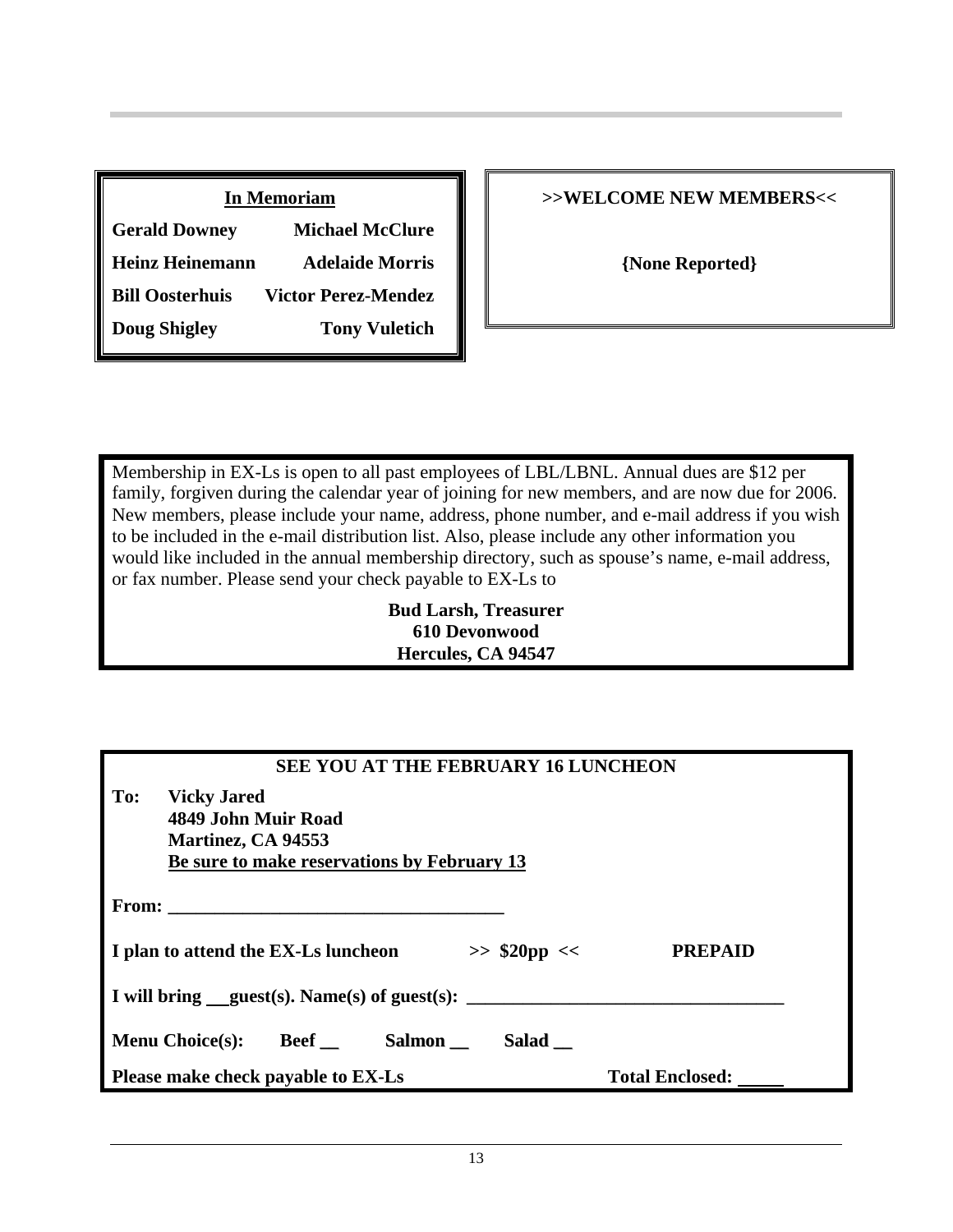### In Memoriam

| | |
|---|---|
| **Gerald Downey** | **Michael McClure** |
| **Heinz Heinemann** | **Adelaide Morris** |
| **Bill Oosterhuis** | **Victor Perez-Mendez** |
| **Doug Shigley** | **Tony Vuletich** |

### >>WELCOME NEW MEMBERS<<

**{None Reported}**

Membership in EX-Ls is open to all past employees of LBL/LBNL. Annual dues are $12 per family, forgiven during the calendar year of joining for new members, and are now due for 2006. New members, please include your name, address, phone number, and e-mail address if you wish to be included in the e-mail distribution list. Also, please include any other information you would like included in the annual membership directory, such as spouse's name, e-mail address, or fax number. Please send your check payable to EX-Ls to

**Bud Larsh, Treasurer**
**610 Devonwood**
**Hercules, CA 94547**

### SEE YOU AT THE FEBRUARY 16 LUNCHEON

**To:** **Vicky Jared**
**4849 John Muir Road**
**Martinez, CA 94553**
**Be sure to make reservations by February 13**

**From: ____________________________________**

**I plan to attend the EX-Ls luncheon >> $20pp << PREPAID**

**I will bring __guest(s). Name(s) of guest(s): __________________________________**

**Menu Choice(s): Beef __ Salmon __ Salad __**

**Please make check payable to EX-Ls Total Enclosed: _____**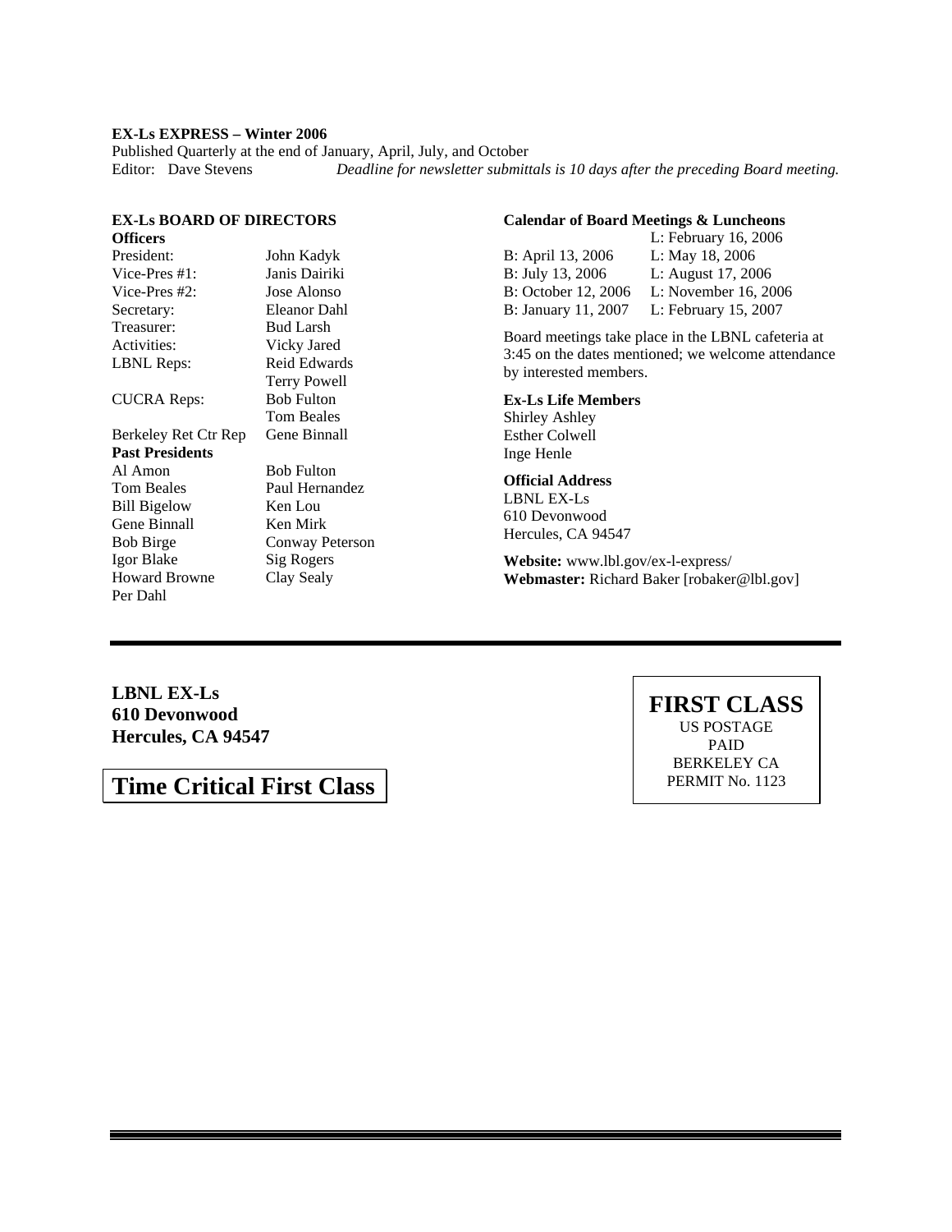**EX-Ls EXPRESS – Winter 2006**

Published Quarterly at the end of January, April, July, and October

Editor: Dave Stevens *Deadline for newsletter submittals is 10 days after the preceding Board meeting.*

**EX-Ls BOARD OF DIRECTORS**

**Officers**

| | |
|---|---|
| President: | John Kadyk |
| Vice-Pres #1: | Janis Dairiki |
| Vice-Pres #2: | Jose Alonso |
| Secretary: | Eleanor Dahl |
| Treasurer: | Bud Larsh |
| Activities: | Vicky Jared |
| LBNL Reps: | Reid Edwards |
| | Terry Powell |
| CUCRA Reps: | Bob Fulton |
| | Tom Beales |
| Berkeley Ret Ctr Rep | Gene Binnall |

**Past Presidents**

| | |
|---|---|
| Al Amon | Bob Fulton |
| Tom Beales | Paul Hernandez |
| Bill Bigelow | Ken Lou |
| Gene Binnall | Ken Mirk |
| Bob Birge | Conway Peterson |
| Igor Blake | Sig Rogers |
| Howard Browne | Clay Sealy |
| Per Dahl | |

**Calendar of Board Meetings & Luncheons**

| | |
|---|---|
| | L: February 16, 2006 |
| B: April 13, 2006 | L: May 18, 2006 |
| B: July 13, 2006 | L: August 17, 2006 |
| B: October 12, 2006 | L: November 16, 2006 |
| B: January 11, 2007 | L: February 15, 2007 |

Board meetings take place in the LBNL cafeteria at 3:45 on the dates mentioned; we welcome attendance by interested members.

**Ex-Ls Life Members**

Shirley Ashley
Esther Colwell
Inge Henle

**Official Address**

LBNL EX-Ls
610 Devonwood
Hercules, CA 94547

**Website:** www.lbl.gov/ex-l-express/
**Webmaster:** Richard Baker [robaker@lbl.gov]

---

**LBNL EX-Ls**
**610 Devonwood**
**Hercules, CA 94547**

**Time Critical First Class**

**FIRST CLASS**
US POSTAGE
PAID
BERKELEY CA
PERMIT No. 1123